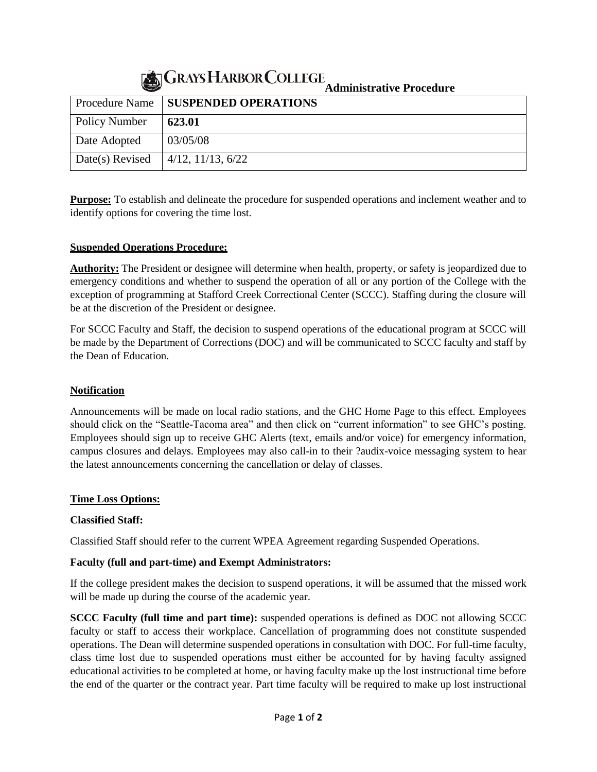# Grays Harbor College Administrative Procedure

| Procedure Name | **SUSPENDED OPERATIONS** |
|---|---|
| Policy Number | **623.01** |
| Date Adopted | 03/05/08 |
| Date(s) Revised | 4/12, 11/13, 6/22 |

**Purpose:** To establish and delineate the procedure for suspended operations and inclement weather and to identify options for covering the time lost.

## Suspended Operations Procedure:

**Authority:** The President or designee will determine when health, property, or safety is jeopardized due to emergency conditions and whether to suspend the operation of all or any portion of the College with the exception of programming at Stafford Creek Correctional Center (SCCC). Staffing during the closure will be at the discretion of the President or designee.

For SCCC Faculty and Staff, the decision to suspend operations of the educational program at SCCC will be made by the Department of Corrections (DOC) and will be communicated to SCCC faculty and staff by the Dean of Education.

## Notification

Announcements will be made on local radio stations, and the GHC Home Page to this effect. Employees should click on the "Seattle-Tacoma area" and then click on "current information" to see GHC's posting. Employees should sign up to receive GHC Alerts (text, emails and/or voice) for emergency information, campus closures and delays. Employees may also call-in to their ?audix-voice messaging system to hear the latest announcements concerning the cancellation or delay of classes.

## Time Loss Options:

### Classified Staff:

Classified Staff should refer to the current WPEA Agreement regarding Suspended Operations.

### Faculty (full and part-time) and Exempt Administrators:

If the college president makes the decision to suspend operations, it will be assumed that the missed work will be made up during the course of the academic year.

**SCCC Faculty (full time and part time):** suspended operations is defined as DOC not allowing SCCC faculty or staff to access their workplace. Cancellation of programming does not constitute suspended operations. The Dean will determine suspended operations in consultation with DOC. For full-time faculty, class time lost due to suspended operations must either be accounted for by having faculty assigned educational activities to be completed at home, or having faculty make up the lost instructional time before the end of the quarter or the contract year. Part time faculty will be required to make up lost instructional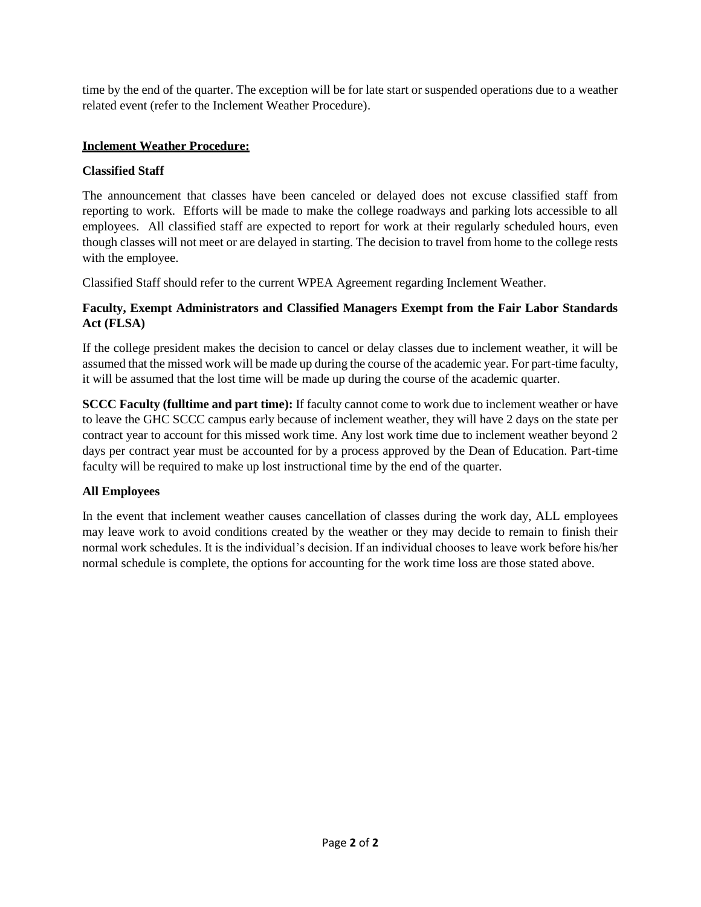time by the end of the quarter. The exception will be for late start or suspended operations due to a weather related event (refer to the Inclement Weather Procedure).

## Inclement Weather Procedure:

### Classified Staff

The announcement that classes have been canceled or delayed does not excuse classified staff from reporting to work. Efforts will be made to make the college roadways and parking lots accessible to all employees. All classified staff are expected to report for work at their regularly scheduled hours, even though classes will not meet or are delayed in starting. The decision to travel from home to the college rests with the employee.

Classified Staff should refer to the current WPEA Agreement regarding Inclement Weather.

### Faculty, Exempt Administrators and Classified Managers Exempt from the Fair Labor Standards Act (FLSA)

If the college president makes the decision to cancel or delay classes due to inclement weather, it will be assumed that the missed work will be made up during the course of the academic year. For part-time faculty, it will be assumed that the lost time will be made up during the course of the academic quarter.

**SCCC Faculty (fulltime and part time):** If faculty cannot come to work due to inclement weather or have to leave the GHC SCCC campus early because of inclement weather, they will have 2 days on the state per contract year to account for this missed work time. Any lost work time due to inclement weather beyond 2 days per contract year must be accounted for by a process approved by the Dean of Education. Part-time faculty will be required to make up lost instructional time by the end of the quarter.

### All Employees

In the event that inclement weather causes cancellation of classes during the work day, ALL employees may leave work to avoid conditions created by the weather or they may decide to remain to finish their normal work schedules. It is the individual's decision. If an individual chooses to leave work before his/her normal schedule is complete, the options for accounting for the work time loss are those stated above.